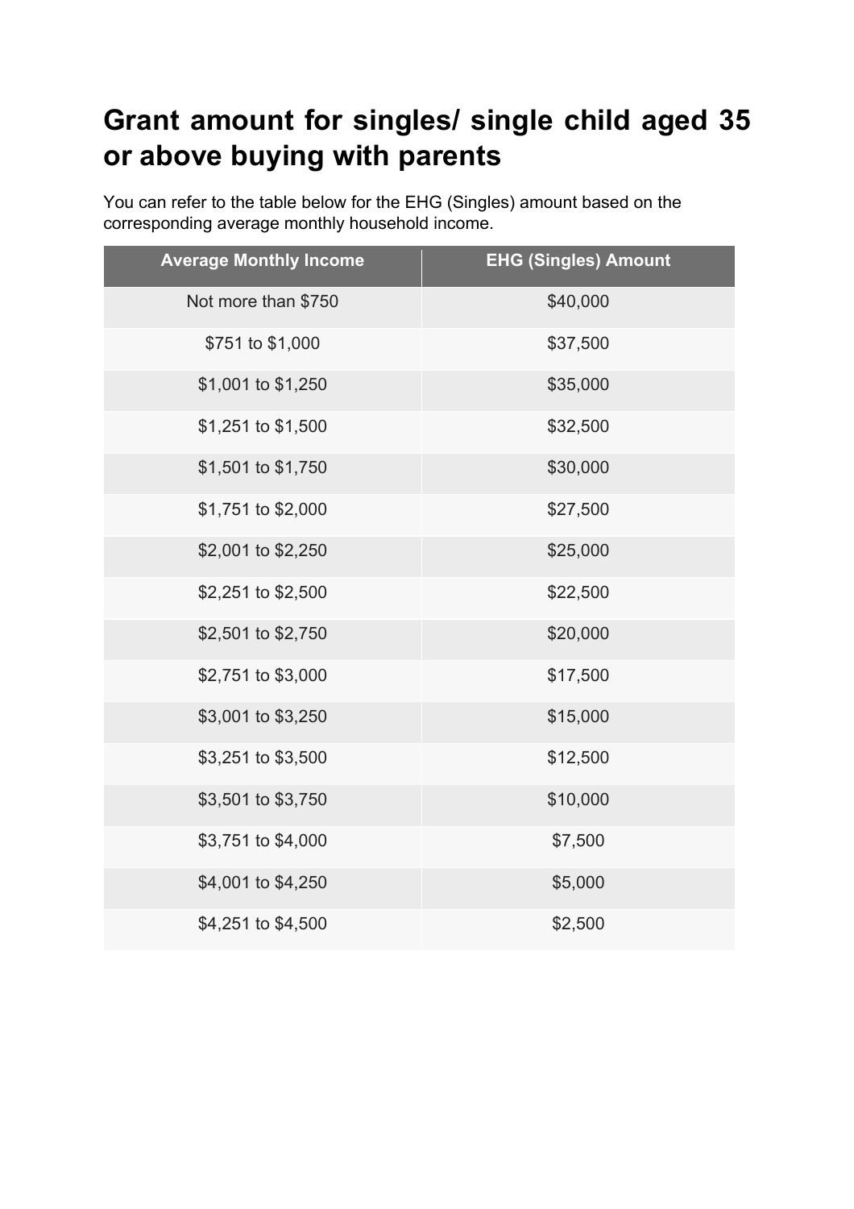# Grant amount for singles/ single child aged 35 or above buying with parents

You can refer to the table below for the EHG (Singles) amount based on the corresponding average monthly household income.

| Average Monthly Income | EHG (Singles) Amount |
|---|---|
| Not more than $750 | $40,000 |
| $751 to $1,000 | $37,500 |
| $1,001 to $1,250 | $35,000 |
| $1,251 to $1,500 | $32,500 |
| $1,501 to $1,750 | $30,000 |
| $1,751 to $2,000 | $27,500 |
| $2,001 to $2,250 | $25,000 |
| $2,251 to $2,500 | $22,500 |
| $2,501 to $2,750 | $20,000 |
| $2,751 to $3,000 | $17,500 |
| $3,001 to $3,250 | $15,000 |
| $3,251 to $3,500 | $12,500 |
| $3,501 to $3,750 | $10,000 |
| $3,751 to $4,000 | $7,500 |
| $4,001 to $4,250 | $5,000 |
| $4,251 to $4,500 | $2,500 |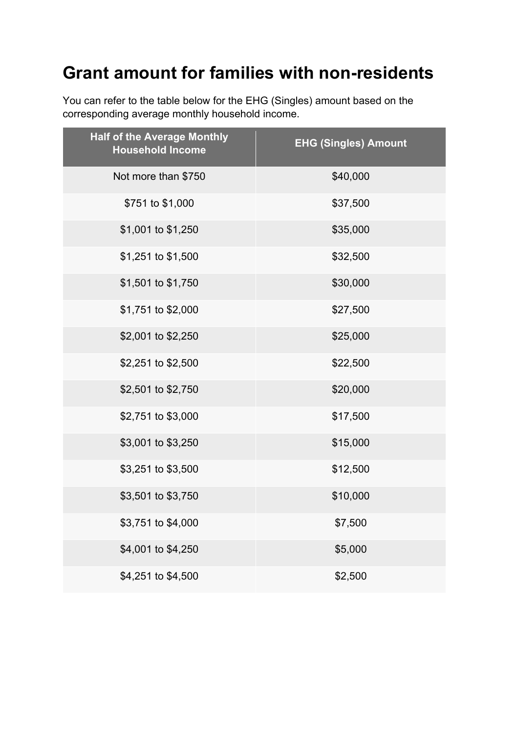## Grant amount for families with non-residents

You can refer to the table below for the EHG (Singles) amount based on the corresponding average monthly household income.

| Half of the Average Monthly Household Income | EHG (Singles) Amount |
| --- | --- |
| Not more than $750 | $40,000 |
| $751 to $1,000 | $37,500 |
| $1,001 to $1,250 | $35,000 |
| $1,251 to $1,500 | $32,500 |
| $1,501 to $1,750 | $30,000 |
| $1,751 to $2,000 | $27,500 |
| $2,001 to $2,250 | $25,000 |
| $2,251 to $2,500 | $22,500 |
| $2,501 to $2,750 | $20,000 |
| $2,751 to $3,000 | $17,500 |
| $3,001 to $3,250 | $15,000 |
| $3,251 to $3,500 | $12,500 |
| $3,501 to $3,750 | $10,000 |
| $3,751 to $4,000 | $7,500 |
| $4,001 to $4,250 | $5,000 |
| $4,251 to $4,500 | $2,500 |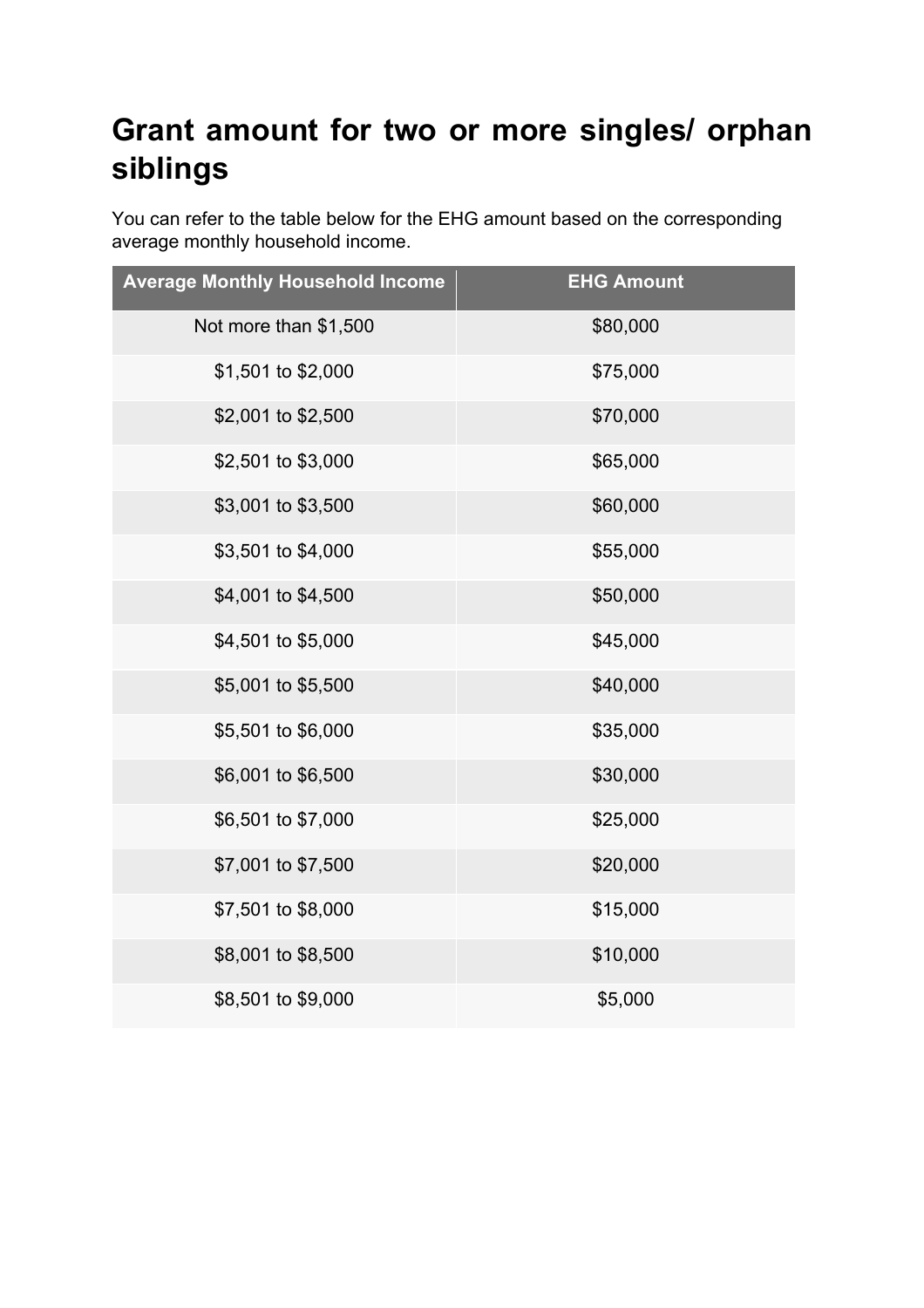## Grant amount for two or more singles/ orphan siblings

You can refer to the table below for the EHG amount based on the corresponding average monthly household income.

| Average Monthly Household Income | EHG Amount |
|---|---|
| Not more than $1,500 | $80,000 |
| $1,501 to $2,000 | $75,000 |
| $2,001 to $2,500 | $70,000 |
| $2,501 to $3,000 | $65,000 |
| $3,001 to $3,500 | $60,000 |
| $3,501 to $4,000 | $55,000 |
| $4,001 to $4,500 | $50,000 |
| $4,501 to $5,000 | $45,000 |
| $5,001 to $5,500 | $40,000 |
| $5,501 to $6,000 | $35,000 |
| $6,001 to $6,500 | $30,000 |
| $6,501 to $7,000 | $25,000 |
| $7,001 to $7,500 | $20,000 |
| $7,501 to $8,000 | $15,000 |
| $8,001 to $8,500 | $10,000 |
| $8,501 to $9,000 | $5,000 |